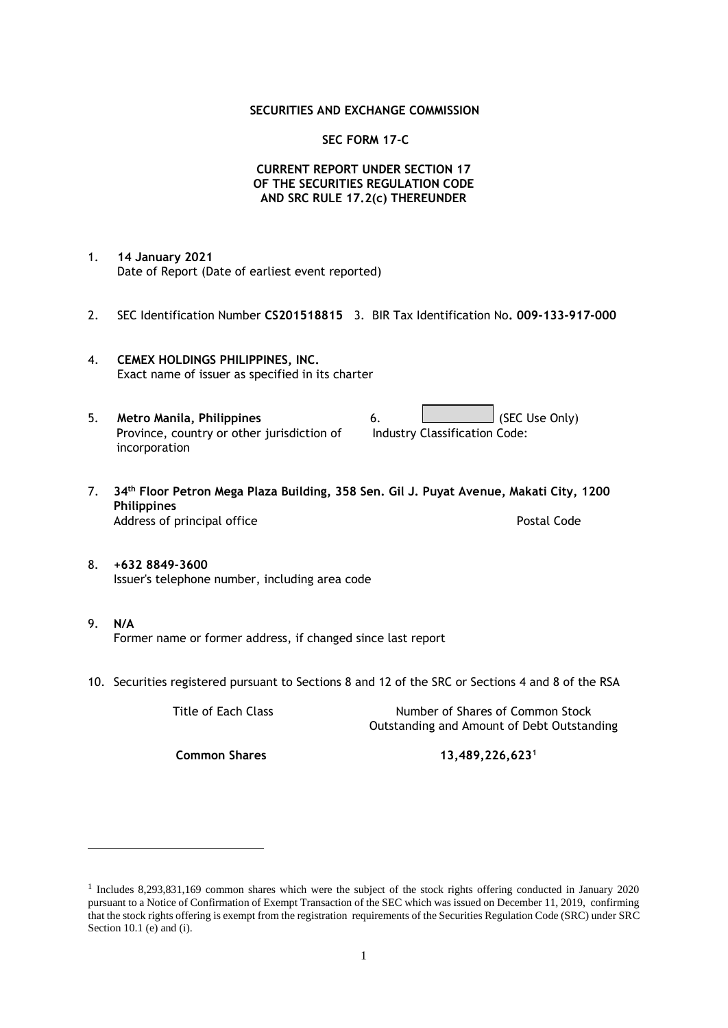**SECURITIES AND EXCHANGE COMMISSION**

**SEC FORM 17-C**

**CURRENT REPORT UNDER SECTION 17
OF THE SECURITIES REGULATION CODE
AND SRC RULE 17.2(c) THEREUNDER**

1. **14 January 2021**
   Date of Report (Date of earliest event reported)

2. SEC Identification Number **CS201518815** 3. BIR Tax Identification No**. 009-133-917-000**

4. **CEMEX HOLDINGS PHILIPPINES, INC.**
   Exact name of issuer as specified in its charter

5. **Metro Manila, Philippines**
   Province, country or other jurisdiction of incorporation

6. (SEC Use Only)
   Industry Classification Code:

7. **34th Floor Petron Mega Plaza Building, 358 Sen. Gil J. Puyat Avenue, Makati City, 1200 Philippines**
   Address of principal office Postal Code

8. **+632 8849-3600**
   Issuer's telephone number, including area code

9. **N/A**
   Former name or former address, if changed since last report

10. Securities registered pursuant to Sections 8 and 12 of the SRC or Sections 4 and 8 of the RSA

| Title of Each Class | Number of Shares of Common Stock Outstanding and Amount of Debt Outstanding |
|---|---|
| **Common Shares** | **13,489,226,623**[1] |

[1] Includes 8,293,831,169 common shares which were the subject of the stock rights offering conducted in January 2020 pursuant to a Notice of Confirmation of Exempt Transaction of the SEC which was issued on December 11, 2019, confirming that the stock rights offering is exempt from the registration requirements of the Securities Regulation Code (SRC) under SRC Section 10.1 (e) and (i).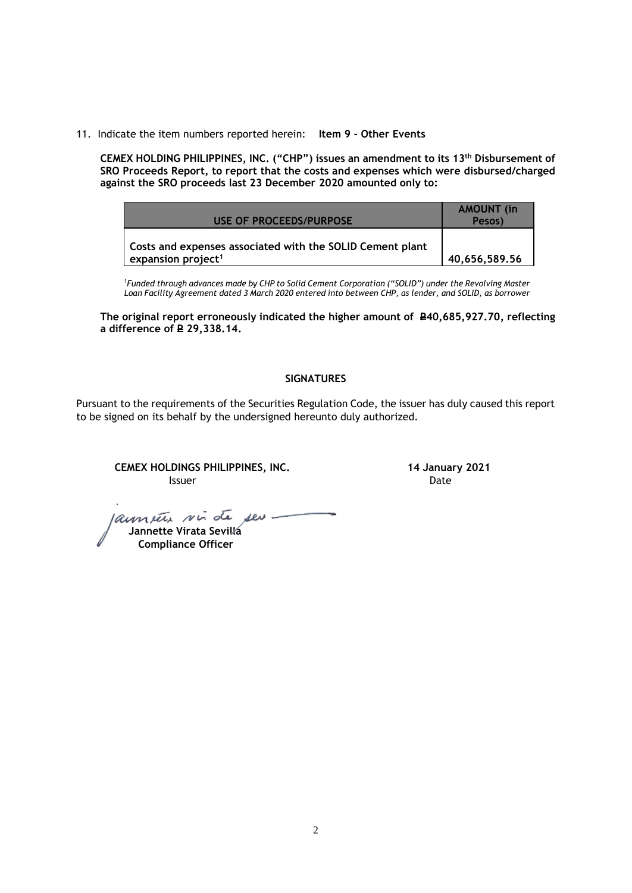11. Indicate the item numbers reported herein: **Item 9 - Other Events**

**CEMEX HOLDING PHILIPPINES, INC. ("CHP") issues an amendment to its 13th Disbursement of SRO Proceeds Report, to report that the costs and expenses which were disbursed/charged against the SRO proceeds last 23 December 2020 amounted only to:**

| USE OF PROCEEDS/PURPOSE | AMOUNT (in Pesos) |
|---|---|
| Costs and expenses associated with the SOLID Cement plant expansion project[1] | 40,656,589.56 |

[1]*Funded through advances made by CHP to Solid Cement Corporation ("SOLID") under the Revolving Master Loan Facility Agreement dated 3 March 2020 entered into between CHP, as lender, and SOLID, as borrower*

**The original report erroneously indicated the higher amount of ₽40,685,927.70, reflecting a difference of ₽ 29,338.14.**

**SIGNATURES**

Pursuant to the requirements of the Securities Regulation Code, the issuer has duly caused this report to be signed on its behalf by the undersigned hereunto duly authorized.

**CEMEX HOLDINGS PHILIPPINES, INC.**
Issuer

**14 January 2021**
Date

**Jannette Virata Sevilla**
**Compliance Officer**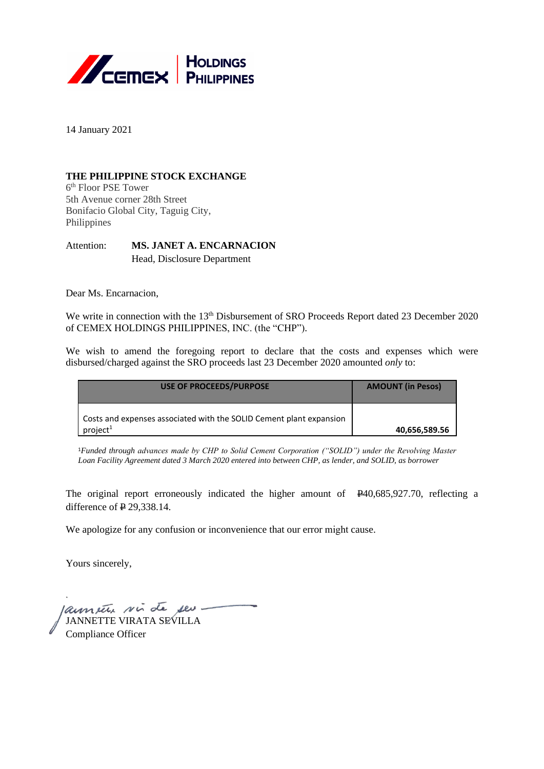CEMEX | HOLDINGS PHILIPPINES

14 January 2021

**THE PHILIPPINE STOCK EXCHANGE**
6th Floor PSE Tower
5th Avenue corner 28th Street
Bonifacio Global City, Taguig City,
Philippines

Attention: **MS. JANET A. ENCARNACION**
Head, Disclosure Department

Dear Ms. Encarnacion,

We write in connection with the 13th Disbursement of SRO Proceeds Report dated 23 December 2020 of CEMEX HOLDINGS PHILIPPINES, INC. (the "CHP").

We wish to amend the foregoing report to declare that the costs and expenses which were disbursed/charged against the SRO proceeds last 23 December 2020 amounted *only* to:

| USE OF PROCEEDS/PURPOSE | AMOUNT (in Pesos) |
|---|---|
| Costs and expenses associated with the SOLID Cement plant expansion project[1] | **40,656,589.56** |

[1]*Funded through advances made by CHP to Solid Cement Corporation ("SOLID") under the Revolving Master Loan Facility Agreement dated 3 March 2020 entered into between CHP, as lender, and SOLID, as borrower*

The original report erroneously indicated the higher amount of ₱40,685,927.70, reflecting a difference of ₱ 29,338.14.

We apologize for any confusion or inconvenience that our error might cause.

Yours sincerely,

JANNETTE VIRATA SEVILLA
Compliance Officer